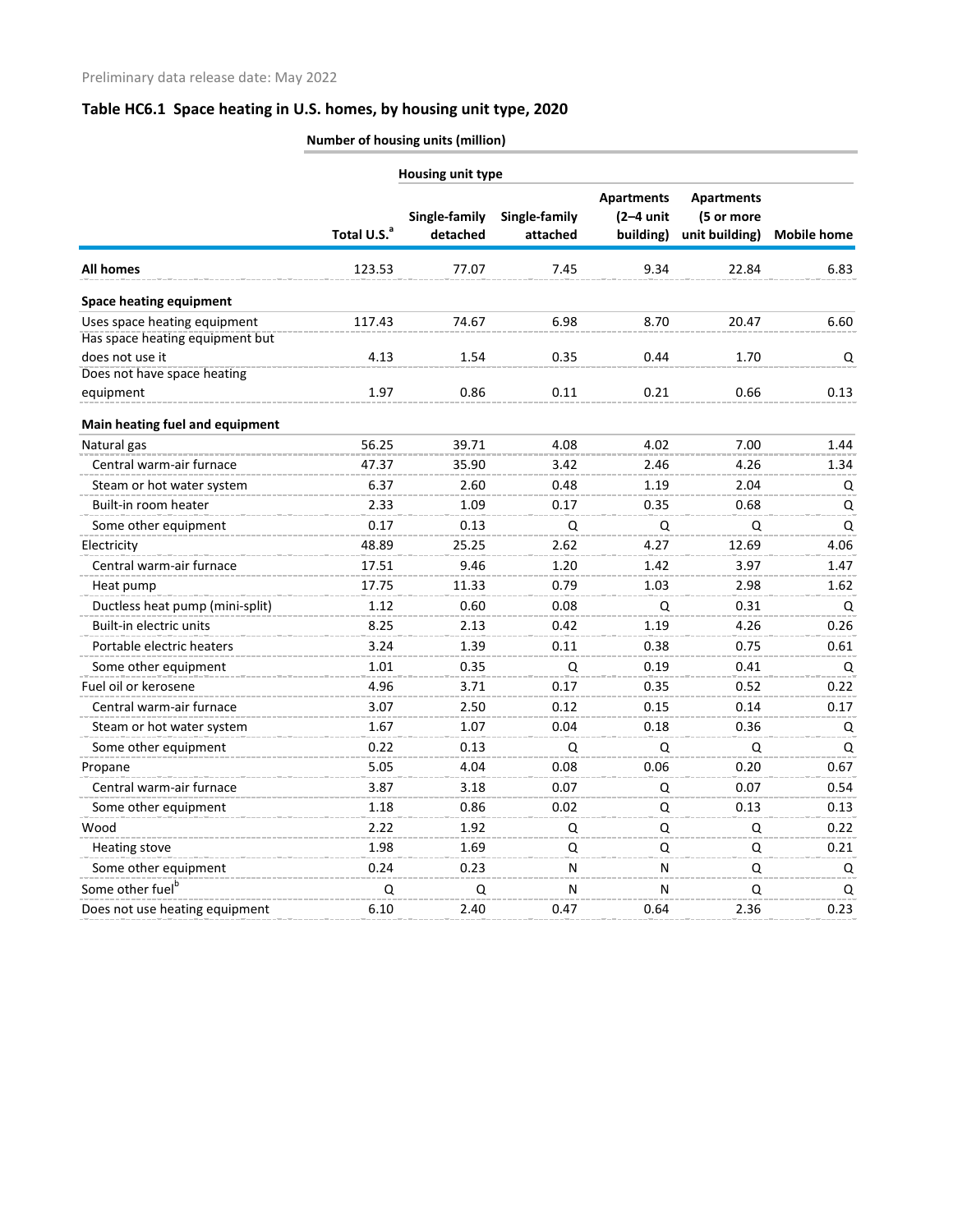Preliminary data release date: May 2022

## Table HC6.1 Space heating in U.S. homes, by housing unit type, 2020

| | Number of housing units (million) | | | | | |
|---|---|---|---|---|---|---|
| | | Housing unit type | | | | |
| | Total U.S.[a] | Single-family detached | Single-family attached | Apartments (2–4 unit building) | Apartments (5 or more unit building) | Mobile home |
| **All homes** | 123.53 | 77.07 | 7.45 | 9.34 | 22.84 | 6.83 |
| **Space heating equipment** | | | | | | |
| Uses space heating equipment | 117.43 | 74.67 | 6.98 | 8.70 | 20.47 | 6.60 |
| Has space heating equipment but does not use it | 4.13 | 1.54 | 0.35 | 0.44 | 1.70 | Q |
| Does not have space heating equipment | 1.97 | 0.86 | 0.11 | 0.21 | 0.66 | 0.13 |
| **Main heating fuel and equipment** | | | | | | |
| Natural gas | 56.25 | 39.71 | 4.08 | 4.02 | 7.00 | 1.44 |
| Central warm-air furnace | 47.37 | 35.90 | 3.42 | 2.46 | 4.26 | 1.34 |
| Steam or hot water system | 6.37 | 2.60 | 0.48 | 1.19 | 2.04 | Q |
| Built-in room heater | 2.33 | 1.09 | 0.17 | 0.35 | 0.68 | Q |
| Some other equipment | 0.17 | 0.13 | Q | Q | Q | Q |
| Electricity | 48.89 | 25.25 | 2.62 | 4.27 | 12.69 | 4.06 |
| Central warm-air furnace | 17.51 | 9.46 | 1.20 | 1.42 | 3.97 | 1.47 |
| Heat pump | 17.75 | 11.33 | 0.79 | 1.03 | 2.98 | 1.62 |
| Ductless heat pump (mini-split) | 1.12 | 0.60 | 0.08 | Q | 0.31 | Q |
| Built-in electric units | 8.25 | 2.13 | 0.42 | 1.19 | 4.26 | 0.26 |
| Portable electric heaters | 3.24 | 1.39 | 0.11 | 0.38 | 0.75 | 0.61 |
| Some other equipment | 1.01 | 0.35 | Q | 0.19 | 0.41 | Q |
| Fuel oil or kerosene | 4.96 | 3.71 | 0.17 | 0.35 | 0.52 | 0.22 |
| Central warm-air furnace | 3.07 | 2.50 | 0.12 | 0.15 | 0.14 | 0.17 |
| Steam or hot water system | 1.67 | 1.07 | 0.04 | 0.18 | 0.36 | Q |
| Some other equipment | 0.22 | 0.13 | Q | Q | Q | Q |
| Propane | 5.05 | 4.04 | 0.08 | 0.06 | 0.20 | 0.67 |
| Central warm-air furnace | 3.87 | 3.18 | 0.07 | Q | 0.07 | 0.54 |
| Some other equipment | 1.18 | 0.86 | 0.02 | Q | 0.13 | 0.13 |
| Wood | 2.22 | 1.92 | Q | Q | Q | 0.22 |
| Heating stove | 1.98 | 1.69 | Q | Q | Q | 0.21 |
| Some other equipment | 0.24 | 0.23 | N | N | Q | Q |
| Some other fuel[b] | Q | Q | N | N | Q | Q |
| Does not use heating equipment | 6.10 | 2.40 | 0.47 | 0.64 | 2.36 | 0.23 |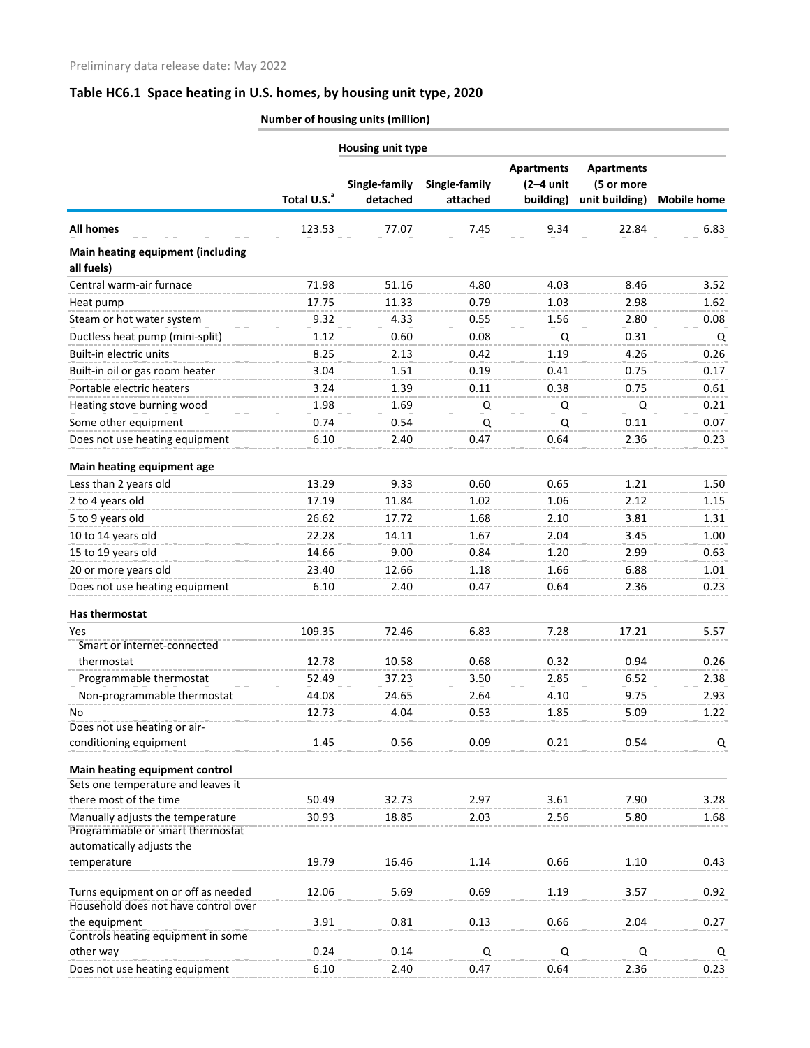Preliminary data release date: May 2022

## Table HC6.1 Space heating in U.S. homes, by housing unit type, 2020

Number of housing units (million)

| | | Housing unit type | | | | |
|---|---|---|---|---|---|---|
| | Total U.S.[a] | Single-family detached | Single-family attached | Apartments (2–4 unit building) | Apartments (5 or more unit building) | Mobile home |
| **All homes** | 123.53 | 77.07 | 7.45 | 9.34 | 22.84 | 6.83 |
| **Main heating equipment (including all fuels)** | | | | | | |
| Central warm-air furnace | 71.98 | 51.16 | 4.80 | 4.03 | 8.46 | 3.52 |
| Heat pump | 17.75 | 11.33 | 0.79 | 1.03 | 2.98 | 1.62 |
| Steam or hot water system | 9.32 | 4.33 | 0.55 | 1.56 | 2.80 | 0.08 |
| Ductless heat pump (mini-split) | 1.12 | 0.60 | 0.08 | Q | 0.31 | Q |
| Built-in electric units | 8.25 | 2.13 | 0.42 | 1.19 | 4.26 | 0.26 |
| Built-in oil or gas room heater | 3.04 | 1.51 | 0.19 | 0.41 | 0.75 | 0.17 |
| Portable electric heaters | 3.24 | 1.39 | 0.11 | 0.38 | 0.75 | 0.61 |
| Heating stove burning wood | 1.98 | 1.69 | Q | Q | Q | 0.21 |
| Some other equipment | 0.74 | 0.54 | Q | Q | 0.11 | 0.07 |
| Does not use heating equipment | 6.10 | 2.40 | 0.47 | 0.64 | 2.36 | 0.23 |
| **Main heating equipment age** | | | | | | |
| Less than 2 years old | 13.29 | 9.33 | 0.60 | 0.65 | 1.21 | 1.50 |
| 2 to 4 years old | 17.19 | 11.84 | 1.02 | 1.06 | 2.12 | 1.15 |
| 5 to 9 years old | 26.62 | 17.72 | 1.68 | 2.10 | 3.81 | 1.31 |
| 10 to 14 years old | 22.28 | 14.11 | 1.67 | 2.04 | 3.45 | 1.00 |
| 15 to 19 years old | 14.66 | 9.00 | 0.84 | 1.20 | 2.99 | 0.63 |
| 20 or more years old | 23.40 | 12.66 | 1.18 | 1.66 | 6.88 | 1.01 |
| Does not use heating equipment | 6.10 | 2.40 | 0.47 | 0.64 | 2.36 | 0.23 |
| **Has thermostat** | | | | | | |
| Yes | 109.35 | 72.46 | 6.83 | 7.28 | 17.21 | 5.57 |
| Smart or internet-connected thermostat | 12.78 | 10.58 | 0.68 | 0.32 | 0.94 | 0.26 |
| Programmable thermostat | 52.49 | 37.23 | 3.50 | 2.85 | 6.52 | 2.38 |
| Non-programmable thermostat | 44.08 | 24.65 | 2.64 | 4.10 | 9.75 | 2.93 |
| No | 12.73 | 4.04 | 0.53 | 1.85 | 5.09 | 1.22 |
| Does not use heating or air-conditioning equipment | 1.45 | 0.56 | 0.09 | 0.21 | 0.54 | Q |
| **Main heating equipment control** | | | | | | |
| Sets one temperature and leaves it there most of the time | 50.49 | 32.73 | 2.97 | 3.61 | 7.90 | 3.28 |
| Manually adjusts the temperature | 30.93 | 18.85 | 2.03 | 2.56 | 5.80 | 1.68 |
| Programmable or smart thermostat automatically adjusts the temperature | 19.79 | 16.46 | 1.14 | 0.66 | 1.10 | 0.43 |
| Turns equipment on or off as needed | 12.06 | 5.69 | 0.69 | 1.19 | 3.57 | 0.92 |
| Household does not have control over the equipment | 3.91 | 0.81 | 0.13 | 0.66 | 2.04 | 0.27 |
| Controls heating equipment in some other way | 0.24 | 0.14 | Q | Q | Q | Q |
| Does not use heating equipment | 6.10 | 2.40 | 0.47 | 0.64 | 2.36 | 0.23 |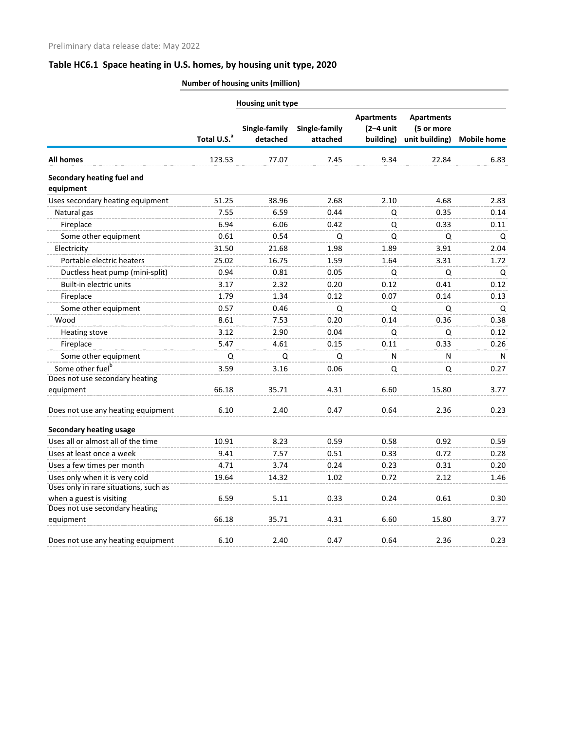Preliminary data release date: May 2022

## Table HC6.1 Space heating in U.S. homes, by housing unit type, 2020

| | Number of housing units (million) | | | | | |
|---|---|---|---|---|---|---|
| | | Housing unit type | | | | |
| | Total U.S.[a] | Single-family detached | Single-family attached | Apartments (2–4 unit building) | Apartments (5 or more unit building) | Mobile home |
| **All homes** | 123.53 | 77.07 | 7.45 | 9.34 | 22.84 | 6.83 |
| **Secondary heating fuel and equipment** | | | | | | |
| Uses secondary heating equipment | 51.25 | 38.96 | 2.68 | 2.10 | 4.68 | 2.83 |
| Natural gas | 7.55 | 6.59 | 0.44 | Q | 0.35 | 0.14 |
| Fireplace | 6.94 | 6.06 | 0.42 | Q | 0.33 | 0.11 |
| Some other equipment | 0.61 | 0.54 | Q | Q | Q | Q |
| Electricity | 31.50 | 21.68 | 1.98 | 1.89 | 3.91 | 2.04 |
| Portable electric heaters | 25.02 | 16.75 | 1.59 | 1.64 | 3.31 | 1.72 |
| Ductless heat pump (mini-split) | 0.94 | 0.81 | 0.05 | Q | Q | Q |
| Built-in electric units | 3.17 | 2.32 | 0.20 | 0.12 | 0.41 | 0.12 |
| Fireplace | 1.79 | 1.34 | 0.12 | 0.07 | 0.14 | 0.13 |
| Some other equipment | 0.57 | 0.46 | Q | Q | Q | Q |
| Wood | 8.61 | 7.53 | 0.20 | 0.14 | 0.36 | 0.38 |
| Heating stove | 3.12 | 2.90 | 0.04 | Q | Q | 0.12 |
| Fireplace | 5.47 | 4.61 | 0.15 | 0.11 | 0.33 | 0.26 |
| Some other equipment | Q | Q | Q | N | N | N |
| Some other fuel[b] | 3.59 | 3.16 | 0.06 | Q | Q | 0.27 |
| Does not use secondary heating equipment | 66.18 | 35.71 | 4.31 | 6.60 | 15.80 | 3.77 |
| Does not use any heating equipment | 6.10 | 2.40 | 0.47 | 0.64 | 2.36 | 0.23 |
| **Secondary heating usage** | | | | | | |
| Uses all or almost all of the time | 10.91 | 8.23 | 0.59 | 0.58 | 0.92 | 0.59 |
| Uses at least once a week | 9.41 | 7.57 | 0.51 | 0.33 | 0.72 | 0.28 |
| Uses a few times per month | 4.71 | 3.74 | 0.24 | 0.23 | 0.31 | 0.20 |
| Uses only when it is very cold | 19.64 | 14.32 | 1.02 | 0.72 | 2.12 | 1.46 |
| Uses only in rare situations, such as when a guest is visiting | 6.59 | 5.11 | 0.33 | 0.24 | 0.61 | 0.30 |
| Does not use secondary heating equipment | 66.18 | 35.71 | 4.31 | 6.60 | 15.80 | 3.77 |
| Does not use any heating equipment | 6.10 | 2.40 | 0.47 | 0.64 | 2.36 | 0.23 |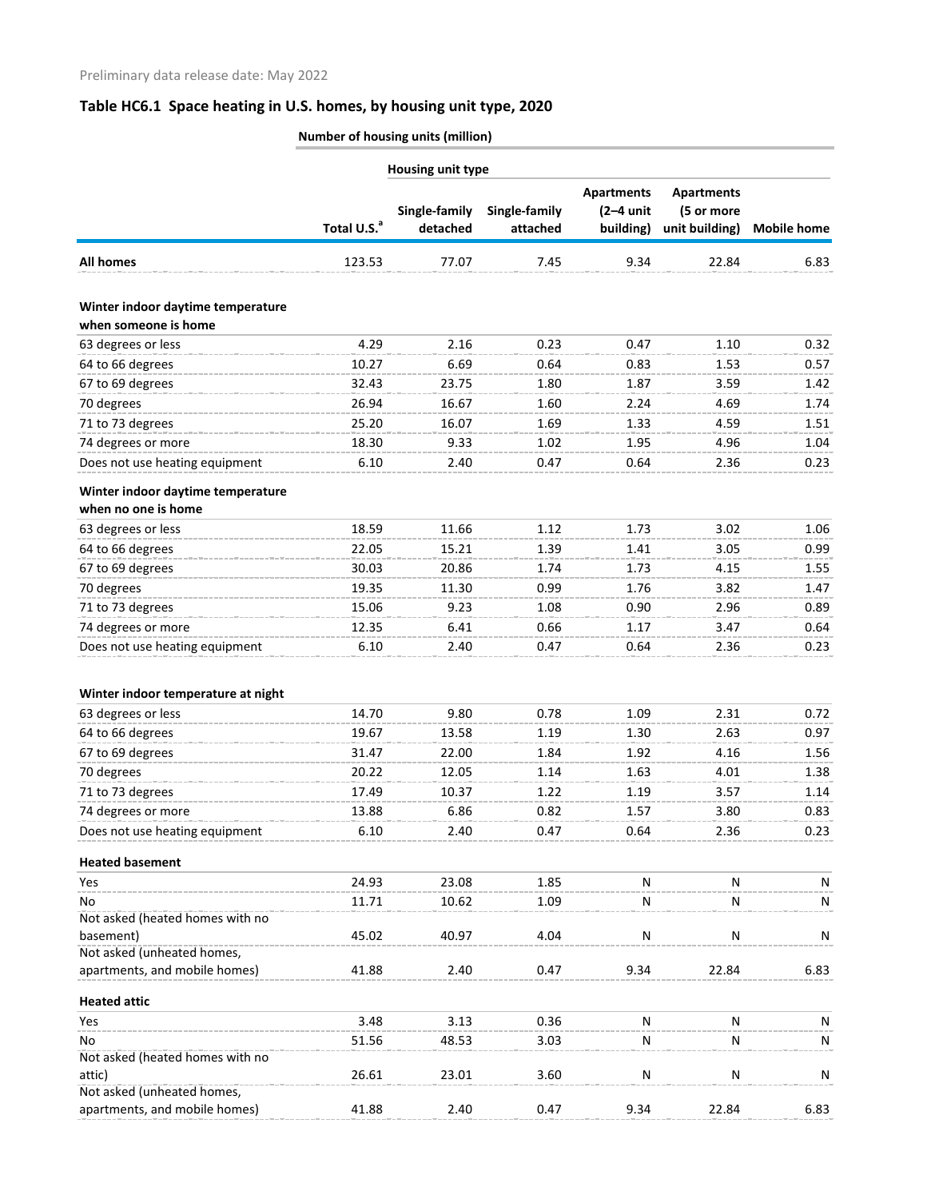Preliminary data release date: May 2022

## Table HC6.1 Space heating in U.S. homes, by housing unit type, 2020

| | Number of housing units (million) | | | | | |
|---|---|---|---|---|---|---|
| | | Housing unit type | | | | |
| | Total U.S.[a] | Single-family detached | Single-family attached | Apartments (2–4 unit building) | Apartments (5 or more unit building) | Mobile home |
| **All homes** | 123.53 | 77.07 | 7.45 | 9.34 | 22.84 | 6.83 |
| **Winter indoor daytime temperature when someone is home** | | | | | | |
| 63 degrees or less | 4.29 | 2.16 | 0.23 | 0.47 | 1.10 | 0.32 |
| 64 to 66 degrees | 10.27 | 6.69 | 0.64 | 0.83 | 1.53 | 0.57 |
| 67 to 69 degrees | 32.43 | 23.75 | 1.80 | 1.87 | 3.59 | 1.42 |
| 70 degrees | 26.94 | 16.67 | 1.60 | 2.24 | 4.69 | 1.74 |
| 71 to 73 degrees | 25.20 | 16.07 | 1.69 | 1.33 | 4.59 | 1.51 |
| 74 degrees or more | 18.30 | 9.33 | 1.02 | 1.95 | 4.96 | 1.04 |
| Does not use heating equipment | 6.10 | 2.40 | 0.47 | 0.64 | 2.36 | 0.23 |
| **Winter indoor daytime temperature when no one is home** | | | | | | |
| 63 degrees or less | 18.59 | 11.66 | 1.12 | 1.73 | 3.02 | 1.06 |
| 64 to 66 degrees | 22.05 | 15.21 | 1.39 | 1.41 | 3.05 | 0.99 |
| 67 to 69 degrees | 30.03 | 20.86 | 1.74 | 1.73 | 4.15 | 1.55 |
| 70 degrees | 19.35 | 11.30 | 0.99 | 1.76 | 3.82 | 1.47 |
| 71 to 73 degrees | 15.06 | 9.23 | 1.08 | 0.90 | 2.96 | 0.89 |
| 74 degrees or more | 12.35 | 6.41 | 0.66 | 1.17 | 3.47 | 0.64 |
| Does not use heating equipment | 6.10 | 2.40 | 0.47 | 0.64 | 2.36 | 0.23 |
| **Winter indoor temperature at night** | | | | | | |
| 63 degrees or less | 14.70 | 9.80 | 0.78 | 1.09 | 2.31 | 0.72 |
| 64 to 66 degrees | 19.67 | 13.58 | 1.19 | 1.30 | 2.63 | 0.97 |
| 67 to 69 degrees | 31.47 | 22.00 | 1.84 | 1.92 | 4.16 | 1.56 |
| 70 degrees | 20.22 | 12.05 | 1.14 | 1.63 | 4.01 | 1.38 |
| 71 to 73 degrees | 17.49 | 10.37 | 1.22 | 1.19 | 3.57 | 1.14 |
| 74 degrees or more | 13.88 | 6.86 | 0.82 | 1.57 | 3.80 | 0.83 |
| Does not use heating equipment | 6.10 | 2.40 | 0.47 | 0.64 | 2.36 | 0.23 |
| **Heated basement** | | | | | | |
| Yes | 24.93 | 23.08 | 1.85 | N | N | N |
| No | 11.71 | 10.62 | 1.09 | N | N | N |
| Not asked (heated homes with no basement) | 45.02 | 40.97 | 4.04 | N | N | N |
| Not asked (unheated homes, apartments, and mobile homes) | 41.88 | 2.40 | 0.47 | 9.34 | 22.84 | 6.83 |
| **Heated attic** | | | | | | |
| Yes | 3.48 | 3.13 | 0.36 | N | N | N |
| No | 51.56 | 48.53 | 3.03 | N | N | N |
| Not asked (heated homes with no attic) | 26.61 | 23.01 | 3.60 | N | N | N |
| Not asked (unheated homes, apartments, and mobile homes) | 41.88 | 2.40 | 0.47 | 9.34 | 22.84 | 6.83 |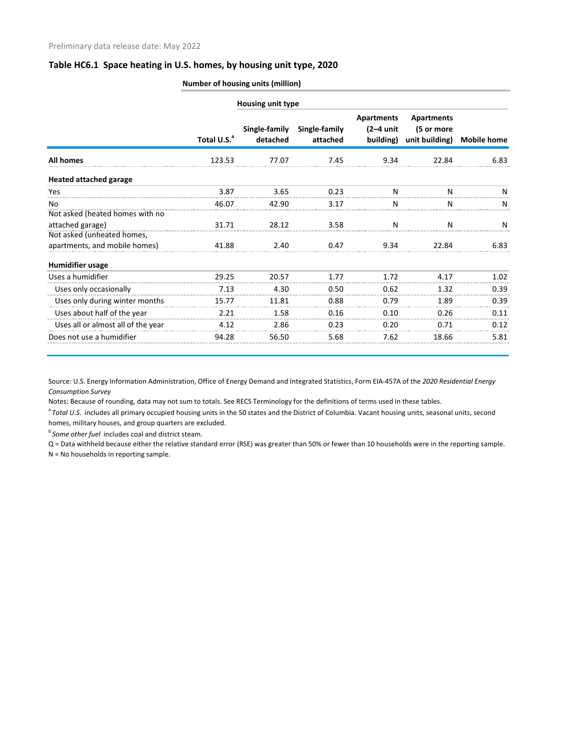Preliminary data release date: May 2022

### Table HC6.1 Space heating in U.S. homes, by housing unit type, 2020

| | Number of housing units (million) | | | | | |
|---|---|---|---|---|---|---|
| | | Housing unit type | | | | |
| | Total U.S.[a] | Single-family detached | Single-family attached | Apartments (2–4 unit building) | Apartments (5 or more unit building) | Mobile home |
| **All homes** | 123.53 | 77.07 | 7.45 | 9.34 | 22.84 | 6.83 |
| **Heated attached garage** | | | | | | |
| Yes | 3.87 | 3.65 | 0.23 | N | N | N |
| No | 46.07 | 42.90 | 3.17 | N | N | N |
| Not asked (heated homes with no attached garage) | 31.71 | 28.12 | 3.58 | N | N | N |
| Not asked (unheated homes, apartments, and mobile homes) | 41.88 | 2.40 | 0.47 | 9.34 | 22.84 | 6.83 |
| **Humidifier usage** | | | | | | |
| Uses a humidifier | 29.25 | 20.57 | 1.77 | 1.72 | 4.17 | 1.02 |
| Uses only occasionally | 7.13 | 4.30 | 0.50 | 0.62 | 1.32 | 0.39 |
| Uses only during winter months | 15.77 | 11.81 | 0.88 | 0.79 | 1.89 | 0.39 |
| Uses about half of the year | 2.21 | 1.58 | 0.16 | 0.10 | 0.26 | 0.11 |
| Uses all or almost all of the year | 4.12 | 2.86 | 0.23 | 0.20 | 0.71 | 0.12 |
| Does not use a humidifier | 94.28 | 56.50 | 5.68 | 7.62 | 18.66 | 5.81 |

Source: U.S. Energy Information Administration, Office of Energy Demand and Integrated Statistics, Form EIA-457A of the *2020 Residential Energy Consumption Survey*

Notes: Because of rounding, data may not sum to totals. See RECS Terminology for the definitions of terms used in these tables.

[a] *Total U.S.* includes all primary occupied housing units in the 50 states and the District of Columbia. Vacant housing units, seasonal units, second homes, military houses, and group quarters are excluded.

[b] *Some other fuel* includes coal and district steam.

Q = Data withheld because either the relative standard error (RSE) was greater than 50% or fewer than 10 households were in the reporting sample.

N = No households in reporting sample.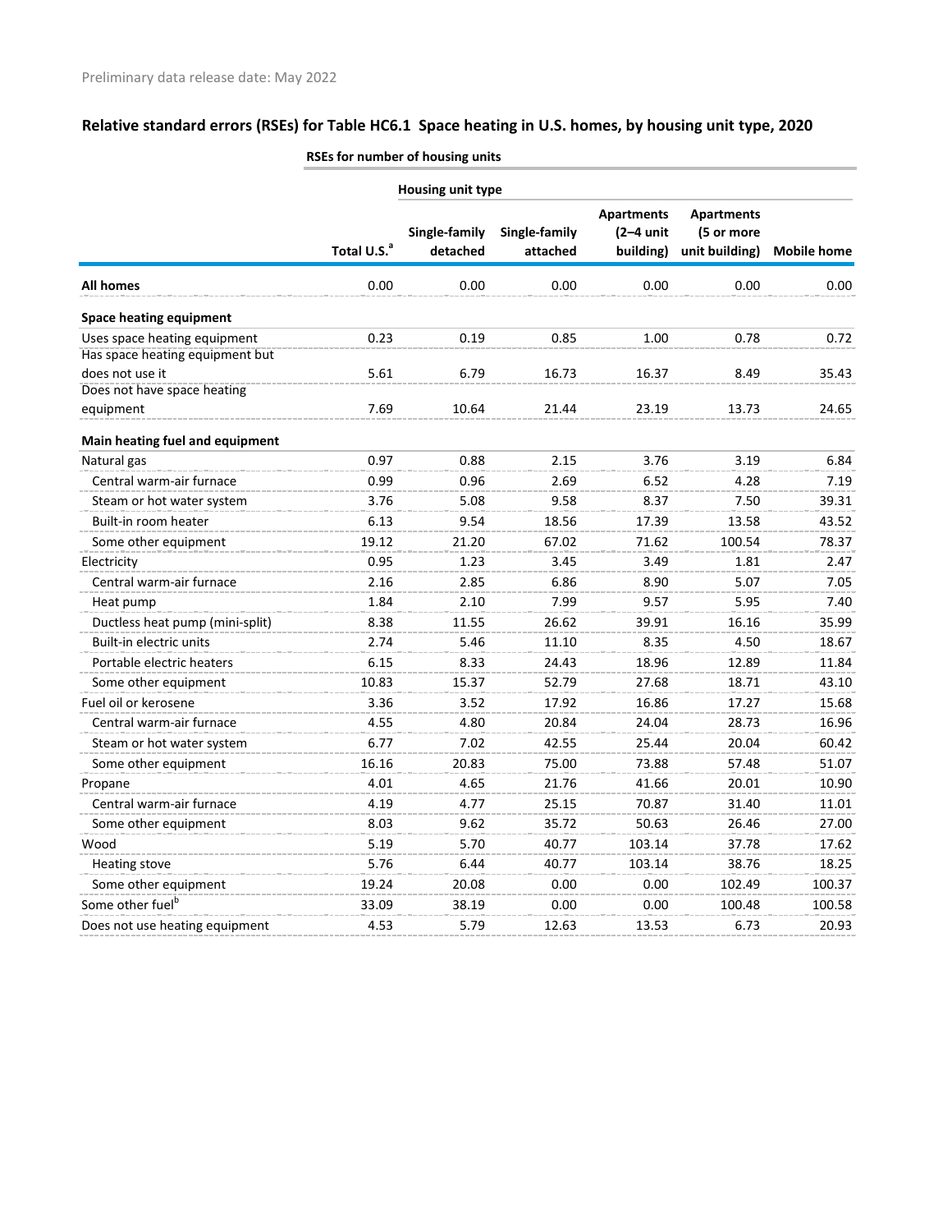Preliminary data release date: May 2022

## Relative standard errors (RSEs) for Table HC6.1 Space heating in U.S. homes, by housing unit type, 2020

| | RSEs for number of housing units | | | | | |
|---|---|---|---|---|---|---|
| | | Housing unit type | | | | |
| | Total U.S.[a] | Single-family detached | Single-family attached | Apartments (2–4 unit building) | Apartments (5 or more unit building) | Mobile home |
| **All homes** | 0.00 | 0.00 | 0.00 | 0.00 | 0.00 | 0.00 |
| **Space heating equipment** | | | | | | |
| Uses space heating equipment | 0.23 | 0.19 | 0.85 | 1.00 | 0.78 | 0.72 |
| Has space heating equipment but does not use it | 5.61 | 6.79 | 16.73 | 16.37 | 8.49 | 35.43 |
| Does not have space heating equipment | 7.69 | 10.64 | 21.44 | 23.19 | 13.73 | 24.65 |
| **Main heating fuel and equipment** | | | | | | |
| Natural gas | 0.97 | 0.88 | 2.15 | 3.76 | 3.19 | 6.84 |
| Central warm-air furnace | 0.99 | 0.96 | 2.69 | 6.52 | 4.28 | 7.19 |
| Steam or hot water system | 3.76 | 5.08 | 9.58 | 8.37 | 7.50 | 39.31 |
| Built-in room heater | 6.13 | 9.54 | 18.56 | 17.39 | 13.58 | 43.52 |
| Some other equipment | 19.12 | 21.20 | 67.02 | 71.62 | 100.54 | 78.37 |
| Electricity | 0.95 | 1.23 | 3.45 | 3.49 | 1.81 | 2.47 |
| Central warm-air furnace | 2.16 | 2.85 | 6.86 | 8.90 | 5.07 | 7.05 |
| Heat pump | 1.84 | 2.10 | 7.99 | 9.57 | 5.95 | 7.40 |
| Ductless heat pump (mini-split) | 8.38 | 11.55 | 26.62 | 39.91 | 16.16 | 35.99 |
| Built-in electric units | 2.74 | 5.46 | 11.10 | 8.35 | 4.50 | 18.67 |
| Portable electric heaters | 6.15 | 8.33 | 24.43 | 18.96 | 12.89 | 11.84 |
| Some other equipment | 10.83 | 15.37 | 52.79 | 27.68 | 18.71 | 43.10 |
| Fuel oil or kerosene | 3.36 | 3.52 | 17.92 | 16.86 | 17.27 | 15.68 |
| Central warm-air furnace | 4.55 | 4.80 | 20.84 | 24.04 | 28.73 | 16.96 |
| Steam or hot water system | 6.77 | 7.02 | 42.55 | 25.44 | 20.04 | 60.42 |
| Some other equipment | 16.16 | 20.83 | 75.00 | 73.88 | 57.48 | 51.07 |
| Propane | 4.01 | 4.65 | 21.76 | 41.66 | 20.01 | 10.90 |
| Central warm-air furnace | 4.19 | 4.77 | 25.15 | 70.87 | 31.40 | 11.01 |
| Some other equipment | 8.03 | 9.62 | 35.72 | 50.63 | 26.46 | 27.00 |
| Wood | 5.19 | 5.70 | 40.77 | 103.14 | 37.78 | 17.62 |
| Heating stove | 5.76 | 6.44 | 40.77 | 103.14 | 38.76 | 18.25 |
| Some other equipment | 19.24 | 20.08 | 0.00 | 0.00 | 102.49 | 100.37 |
| Some other fuel[b] | 33.09 | 38.19 | 0.00 | 0.00 | 100.48 | 100.58 |
| Does not use heating equipment | 4.53 | 5.79 | 12.63 | 13.53 | 6.73 | 20.93 |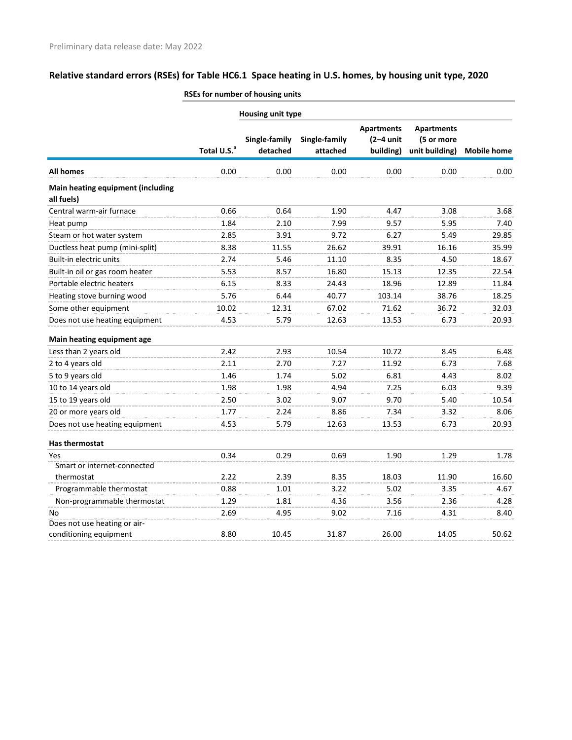Preliminary data release date: May 2022

## Relative standard errors (RSEs) for Table HC6.1 Space heating in U.S. homes, by housing unit type, 2020

| | RSEs for number of housing units | | | | | |
|---|---|---|---|---|---|---|
| | | Housing unit type | | | | |
| | Total U.S.[a] | Single-family detached | Single-family attached | Apartments (2–4 unit building) | Apartments (5 or more unit building) | Mobile home |
| **All homes** | 0.00 | 0.00 | 0.00 | 0.00 | 0.00 | 0.00 |
| **Main heating equipment (including all fuels)** | | | | | | |
| Central warm-air furnace | 0.66 | 0.64 | 1.90 | 4.47 | 3.08 | 3.68 |
| Heat pump | 1.84 | 2.10 | 7.99 | 9.57 | 5.95 | 7.40 |
| Steam or hot water system | 2.85 | 3.91 | 9.72 | 6.27 | 5.49 | 29.85 |
| Ductless heat pump (mini-split) | 8.38 | 11.55 | 26.62 | 39.91 | 16.16 | 35.99 |
| Built-in electric units | 2.74 | 5.46 | 11.10 | 8.35 | 4.50 | 18.67 |
| Built-in oil or gas room heater | 5.53 | 8.57 | 16.80 | 15.13 | 12.35 | 22.54 |
| Portable electric heaters | 6.15 | 8.33 | 24.43 | 18.96 | 12.89 | 11.84 |
| Heating stove burning wood | 5.76 | 6.44 | 40.77 | 103.14 | 38.76 | 18.25 |
| Some other equipment | 10.02 | 12.31 | 67.02 | 71.62 | 36.72 | 32.03 |
| Does not use heating equipment | 4.53 | 5.79 | 12.63 | 13.53 | 6.73 | 20.93 |
| **Main heating equipment age** | | | | | | |
| Less than 2 years old | 2.42 | 2.93 | 10.54 | 10.72 | 8.45 | 6.48 |
| 2 to 4 years old | 2.11 | 2.70 | 7.27 | 11.92 | 6.73 | 7.68 |
| 5 to 9 years old | 1.46 | 1.74 | 5.02 | 6.81 | 4.43 | 8.02 |
| 10 to 14 years old | 1.98 | 1.98 | 4.94 | 7.25 | 6.03 | 9.39 |
| 15 to 19 years old | 2.50 | 3.02 | 9.07 | 9.70 | 5.40 | 10.54 |
| 20 or more years old | 1.77 | 2.24 | 8.86 | 7.34 | 3.32 | 8.06 |
| Does not use heating equipment | 4.53 | 5.79 | 12.63 | 13.53 | 6.73 | 20.93 |
| **Has thermostat** | | | | | | |
| Yes | 0.34 | 0.29 | 0.69 | 1.90 | 1.29 | 1.78 |
| Smart or internet-connected thermostat | 2.22 | 2.39 | 8.35 | 18.03 | 11.90 | 16.60 |
| Programmable thermostat | 0.88 | 1.01 | 3.22 | 5.02 | 3.35 | 4.67 |
| Non-programmable thermostat | 1.29 | 1.81 | 4.36 | 3.56 | 2.36 | 4.28 |
| No | 2.69 | 4.95 | 9.02 | 7.16 | 4.31 | 8.40 |
| Does not use heating or air-conditioning equipment | 8.80 | 10.45 | 31.87 | 26.00 | 14.05 | 50.62 |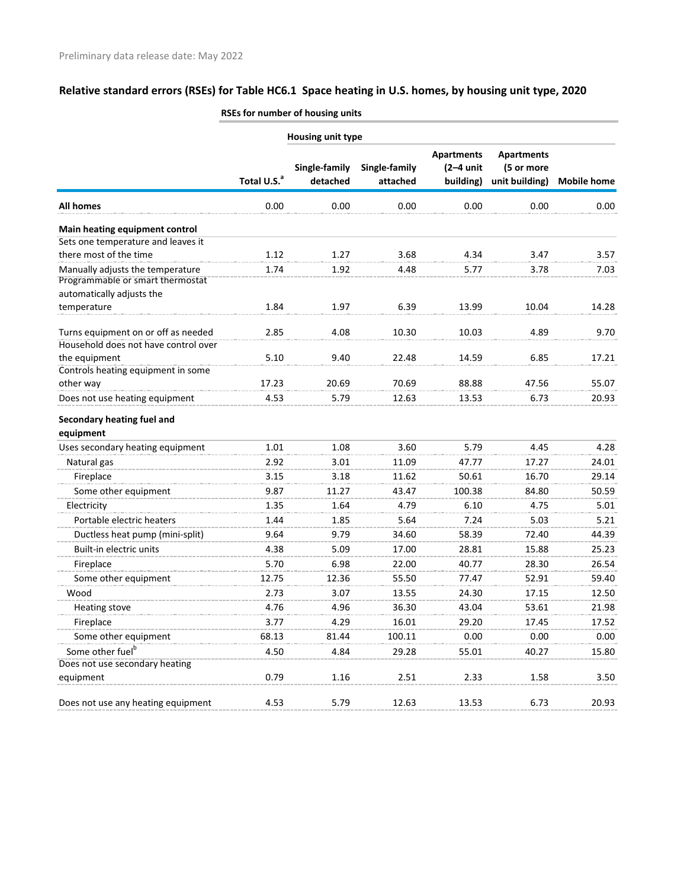Preliminary data release date: May 2022

## Relative standard errors (RSEs) for Table HC6.1 Space heating in U.S. homes, by housing unit type, 2020

| | RSEs for number of housing units | | | | | |
|---|---|---|---|---|---|---|
| | | Housing unit type | | | | |
| | Total U.S.[a] | Single-family detached | Single-family attached | Apartments (2–4 unit building) | Apartments (5 or more unit building) | Mobile home |
| **All homes** | 0.00 | 0.00 | 0.00 | 0.00 | 0.00 | 0.00 |
| **Main heating equipment control** | | | | | | |
| Sets one temperature and leaves it there most of the time | 1.12 | 1.27 | 3.68 | 4.34 | 3.47 | 3.57 |
| Manually adjusts the temperature | 1.74 | 1.92 | 4.48 | 5.77 | 3.78 | 7.03 |
| Programmable or smart thermostat automatically adjusts the temperature | 1.84 | 1.97 | 6.39 | 13.99 | 10.04 | 14.28 |
| Turns equipment on or off as needed | 2.85 | 4.08 | 10.30 | 10.03 | 4.89 | 9.70 |
| Household does not have control over the equipment | 5.10 | 9.40 | 22.48 | 14.59 | 6.85 | 17.21 |
| Controls heating equipment in some other way | 17.23 | 20.69 | 70.69 | 88.88 | 47.56 | 55.07 |
| Does not use heating equipment | 4.53 | 5.79 | 12.63 | 13.53 | 6.73 | 20.93 |
| **Secondary heating fuel and equipment** | | | | | | |
| Uses secondary heating equipment | 1.01 | 1.08 | 3.60 | 5.79 | 4.45 | 4.28 |
| Natural gas | 2.92 | 3.01 | 11.09 | 47.77 | 17.27 | 24.01 |
| Fireplace | 3.15 | 3.18 | 11.62 | 50.61 | 16.70 | 29.14 |
| Some other equipment | 9.87 | 11.27 | 43.47 | 100.38 | 84.80 | 50.59 |
| Electricity | 1.35 | 1.64 | 4.79 | 6.10 | 4.75 | 5.01 |
| Portable electric heaters | 1.44 | 1.85 | 5.64 | 7.24 | 5.03 | 5.21 |
| Ductless heat pump (mini-split) | 9.64 | 9.79 | 34.60 | 58.39 | 72.40 | 44.39 |
| Built-in electric units | 4.38 | 5.09 | 17.00 | 28.81 | 15.88 | 25.23 |
| Fireplace | 5.70 | 6.98 | 22.00 | 40.77 | 28.30 | 26.54 |
| Some other equipment | 12.75 | 12.36 | 55.50 | 77.47 | 52.91 | 59.40 |
| Wood | 2.73 | 3.07 | 13.55 | 24.30 | 17.15 | 12.50 |
| Heating stove | 4.76 | 4.96 | 36.30 | 43.04 | 53.61 | 21.98 |
| Fireplace | 3.77 | 4.29 | 16.01 | 29.20 | 17.45 | 17.52 |
| Some other equipment | 68.13 | 81.44 | 100.11 | 0.00 | 0.00 | 0.00 |
| Some other fuel[b] | 4.50 | 4.84 | 29.28 | 55.01 | 40.27 | 15.80 |
| Does not use secondary heating equipment | 0.79 | 1.16 | 2.51 | 2.33 | 1.58 | 3.50 |
| Does not use any heating equipment | 4.53 | 5.79 | 12.63 | 13.53 | 6.73 | 20.93 |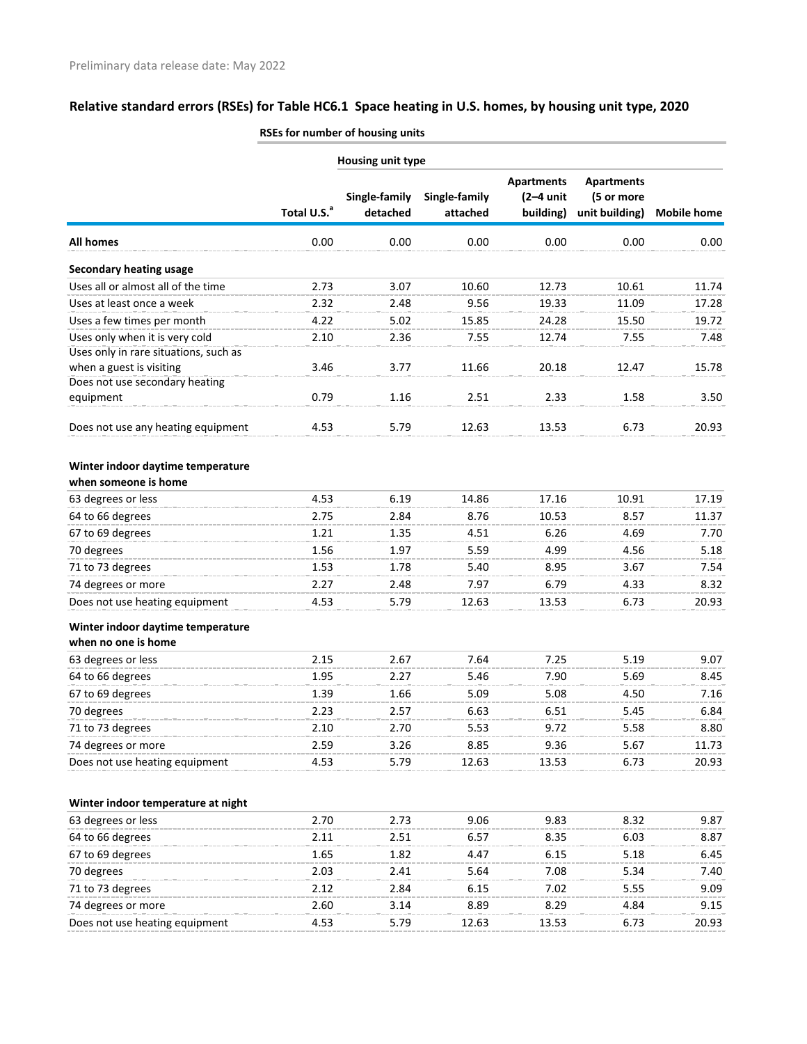Preliminary data release date: May 2022

## Relative standard errors (RSEs) for Table HC6.1 Space heating in U.S. homes, by housing unit type, 2020

| | RSEs for number of housing units | | | | | |
|---|---|---|---|---|---|---|
| | | Housing unit type | | | | |
| | Total U.S.[a] | Single-family detached | Single-family attached | Apartments (2–4 unit building) | Apartments (5 or more unit building) | Mobile home |
| **All homes** | 0.00 | 0.00 | 0.00 | 0.00 | 0.00 | 0.00 |
| **Secondary heating usage** | | | | | | |
| Uses all or almost all of the time | 2.73 | 3.07 | 10.60 | 12.73 | 10.61 | 11.74 |
| Uses at least once a week | 2.32 | 2.48 | 9.56 | 19.33 | 11.09 | 17.28 |
| Uses a few times per month | 4.22 | 5.02 | 15.85 | 24.28 | 15.50 | 19.72 |
| Uses only when it is very cold | 2.10 | 2.36 | 7.55 | 12.74 | 7.55 | 7.48 |
| Uses only in rare situations, such as when a guest is visiting | 3.46 | 3.77 | 11.66 | 20.18 | 12.47 | 15.78 |
| Does not use secondary heating equipment | 0.79 | 1.16 | 2.51 | 2.33 | 1.58 | 3.50 |
| Does not use any heating equipment | 4.53 | 5.79 | 12.63 | 13.53 | 6.73 | 20.93 |
| **Winter indoor daytime temperature when someone is home** | | | | | | |
| 63 degrees or less | 4.53 | 6.19 | 14.86 | 17.16 | 10.91 | 17.19 |
| 64 to 66 degrees | 2.75 | 2.84 | 8.76 | 10.53 | 8.57 | 11.37 |
| 67 to 69 degrees | 1.21 | 1.35 | 4.51 | 6.26 | 4.69 | 7.70 |
| 70 degrees | 1.56 | 1.97 | 5.59 | 4.99 | 4.56 | 5.18 |
| 71 to 73 degrees | 1.53 | 1.78 | 5.40 | 8.95 | 3.67 | 7.54 |
| 74 degrees or more | 2.27 | 2.48 | 7.97 | 6.79 | 4.33 | 8.32 |
| Does not use heating equipment | 4.53 | 5.79 | 12.63 | 13.53 | 6.73 | 20.93 |
| **Winter indoor daytime temperature when no one is home** | | | | | | |
| 63 degrees or less | 2.15 | 2.67 | 7.64 | 7.25 | 5.19 | 9.07 |
| 64 to 66 degrees | 1.95 | 2.27 | 5.46 | 7.90 | 5.69 | 8.45 |
| 67 to 69 degrees | 1.39 | 1.66 | 5.09 | 5.08 | 4.50 | 7.16 |
| 70 degrees | 2.23 | 2.57 | 6.63 | 6.51 | 5.45 | 6.84 |
| 71 to 73 degrees | 2.10 | 2.70 | 5.53 | 9.72 | 5.58 | 8.80 |
| 74 degrees or more | 2.59 | 3.26 | 8.85 | 9.36 | 5.67 | 11.73 |
| Does not use heating equipment | 4.53 | 5.79 | 12.63 | 13.53 | 6.73 | 20.93 |
| **Winter indoor temperature at night** | | | | | | |
| 63 degrees or less | 2.70 | 2.73 | 9.06 | 9.83 | 8.32 | 9.87 |
| 64 to 66 degrees | 2.11 | 2.51 | 6.57 | 8.35 | 6.03 | 8.87 |
| 67 to 69 degrees | 1.65 | 1.82 | 4.47 | 6.15 | 5.18 | 6.45 |
| 70 degrees | 2.03 | 2.41 | 5.64 | 7.08 | 5.34 | 7.40 |
| 71 to 73 degrees | 2.12 | 2.84 | 6.15 | 7.02 | 5.55 | 9.09 |
| 74 degrees or more | 2.60 | 3.14 | 8.89 | 8.29 | 4.84 | 9.15 |
| Does not use heating equipment | 4.53 | 5.79 | 12.63 | 13.53 | 6.73 | 20.93 |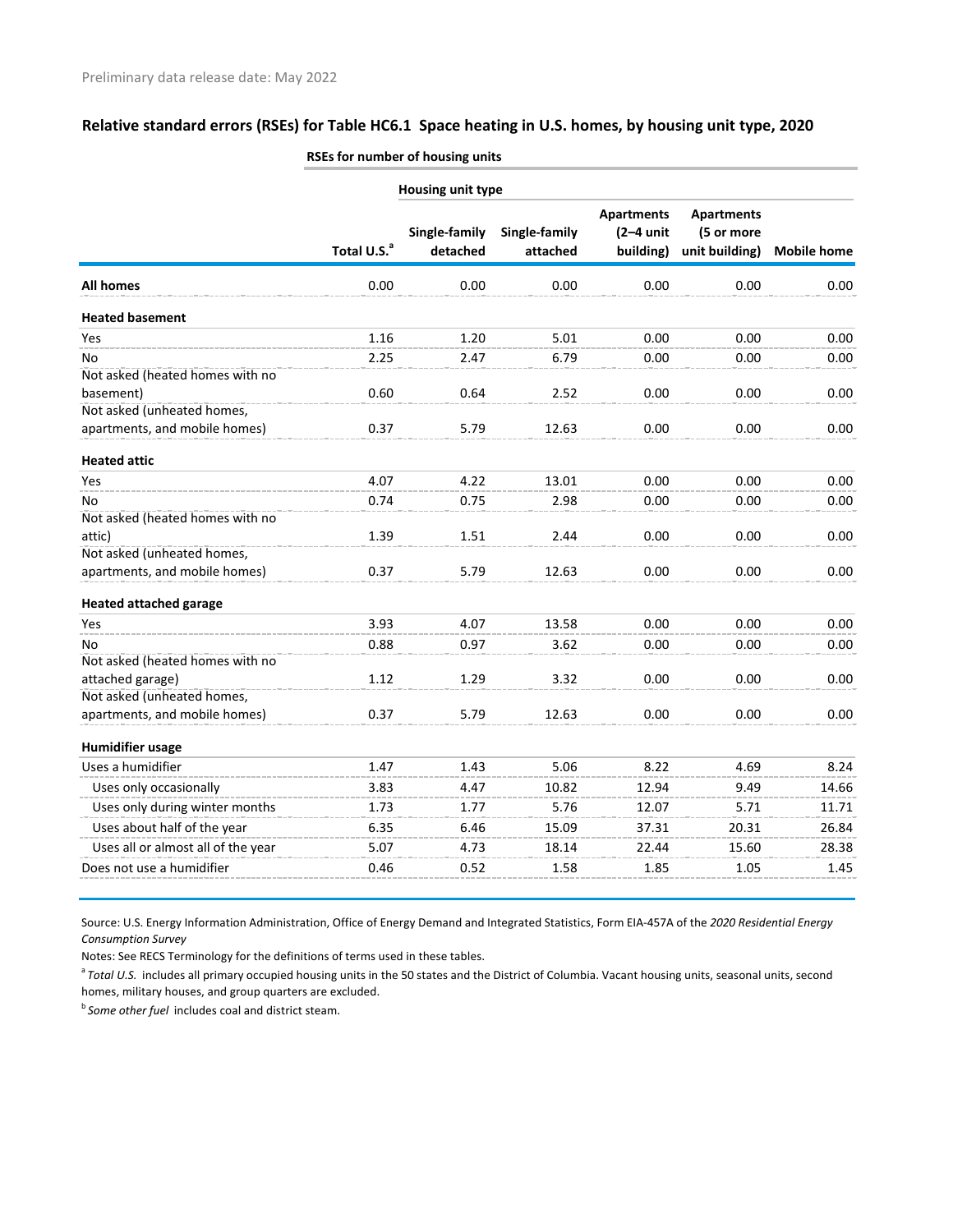Preliminary data release date: May 2022

## Relative standard errors (RSEs) for Table HC6.1 Space heating in U.S. homes, by housing unit type, 2020

| | RSEs for number of housing units | | | | | |
|---|---|---|---|---|---|---|
| | | Housing unit type | | | | |
| | Total U.S.[a] | Single-family detached | Single-family attached | Apartments (2–4 unit building) | Apartments (5 or more unit building) | Mobile home |
| **All homes** | 0.00 | 0.00 | 0.00 | 0.00 | 0.00 | 0.00 |
| **Heated basement** | | | | | | |
| Yes | 1.16 | 1.20 | 5.01 | 0.00 | 0.00 | 0.00 |
| No | 2.25 | 2.47 | 6.79 | 0.00 | 0.00 | 0.00 |
| Not asked (heated homes with no basement) | 0.60 | 0.64 | 2.52 | 0.00 | 0.00 | 0.00 |
| Not asked (unheated homes, apartments, and mobile homes) | 0.37 | 5.79 | 12.63 | 0.00 | 0.00 | 0.00 |
| **Heated attic** | | | | | | |
| Yes | 4.07 | 4.22 | 13.01 | 0.00 | 0.00 | 0.00 |
| No | 0.74 | 0.75 | 2.98 | 0.00 | 0.00 | 0.00 |
| Not asked (heated homes with no attic) | 1.39 | 1.51 | 2.44 | 0.00 | 0.00 | 0.00 |
| Not asked (unheated homes, apartments, and mobile homes) | 0.37 | 5.79 | 12.63 | 0.00 | 0.00 | 0.00 |
| **Heated attached garage** | | | | | | |
| Yes | 3.93 | 4.07 | 13.58 | 0.00 | 0.00 | 0.00 |
| No | 0.88 | 0.97 | 3.62 | 0.00 | 0.00 | 0.00 |
| Not asked (heated homes with no attached garage) | 1.12 | 1.29 | 3.32 | 0.00 | 0.00 | 0.00 |
| Not asked (unheated homes, apartments, and mobile homes) | 0.37 | 5.79 | 12.63 | 0.00 | 0.00 | 0.00 |
| **Humidifier usage** | | | | | | |
| Uses a humidifier | 1.47 | 1.43 | 5.06 | 8.22 | 4.69 | 8.24 |
| Uses only occasionally | 3.83 | 4.47 | 10.82 | 12.94 | 9.49 | 14.66 |
| Uses only during winter months | 1.73 | 1.77 | 5.76 | 12.07 | 5.71 | 11.71 |
| Uses about half of the year | 6.35 | 6.46 | 15.09 | 37.31 | 20.31 | 26.84 |
| Uses all or almost all of the year | 5.07 | 4.73 | 18.14 | 22.44 | 15.60 | 28.38 |
| Does not use a humidifier | 0.46 | 0.52 | 1.58 | 1.85 | 1.05 | 1.45 |

Source: U.S. Energy Information Administration, Office of Energy Demand and Integrated Statistics, Form EIA-457A of the *2020 Residential Energy Consumption Survey*

Notes: See RECS Terminology for the definitions of terms used in these tables.

[a] *Total U.S.* includes all primary occupied housing units in the 50 states and the District of Columbia. Vacant housing units, seasonal units, second homes, military houses, and group quarters are excluded.

[b] *Some other fuel* includes coal and district steam.